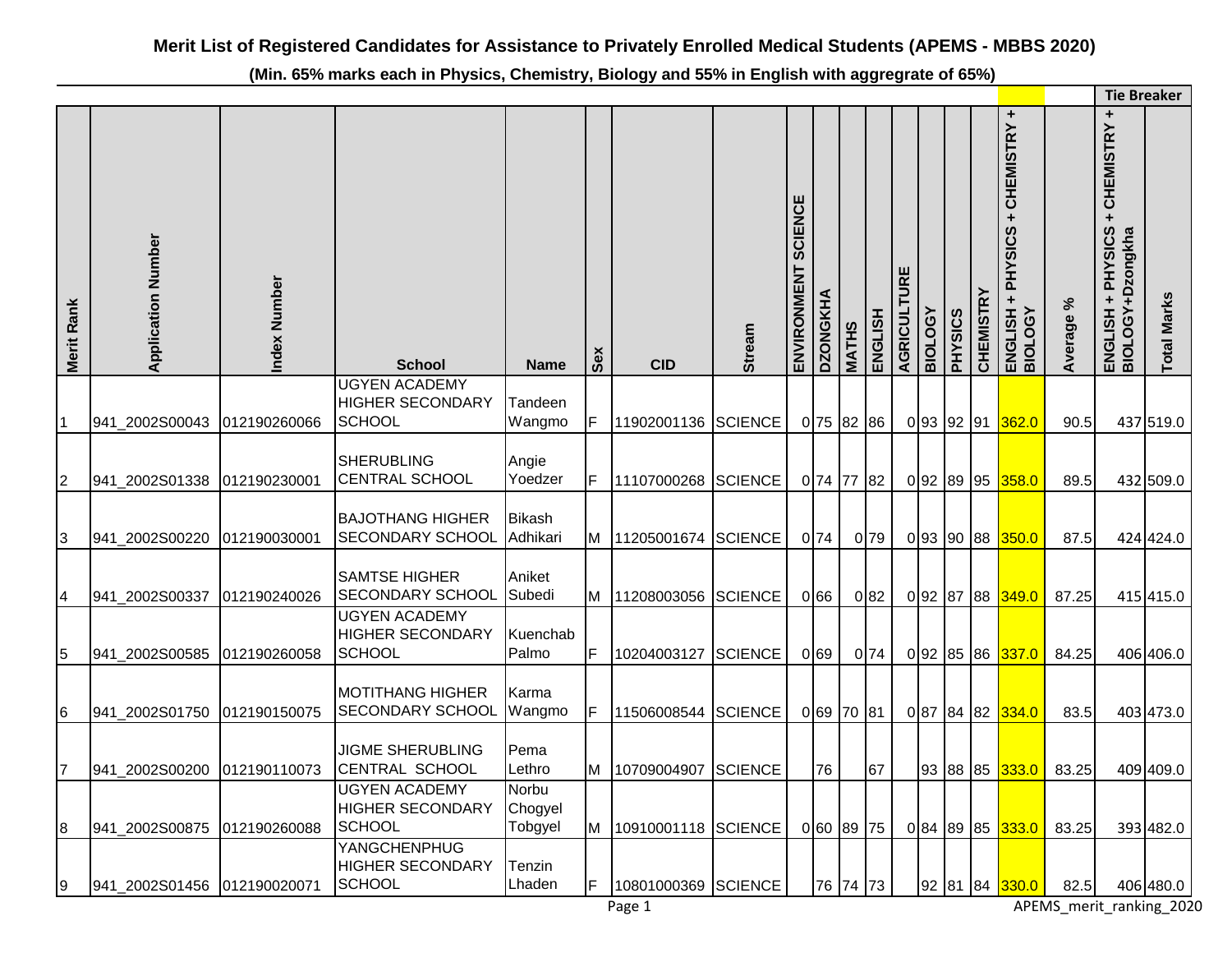# Merit List of Registered Candidates for Assistance to Privately Enrolled Medical Students (APEMS - MBBS 2020)

**(Min. 65% marks each in Physics, Chemistry, Biology and 55% in English with aggregrate of 65%)**

| Merit Rank | Application Number | Index Number | School | Name | Sex | CID | Stream | ENVIRONMENT SCIENCE | DZONGKHA | MATHS | ENGLISH | AGRICULTURE | BIOLOGY | PHYSICS | CHEMISTRY | ENGLISH + PHYSICS + CHEMISTRY + BIOLOGY | Average % | Tie Breaker: ENGLISH + PHYSICS + CHEMISTRY + BIOLOGY+Dzongkha | Tie Breaker: Total Marks |
|---|---|---|---|---|---|---|---|---|---|---|---|---|---|---|---|---|---|---|---|
| 1 | 941_2002S00043 | 012190260066 | UGYEN ACADEMY HIGHER SECONDARY SCHOOL | Tandeen Wangmo | F | 11902001136 | SCIENCE | 0 | 75 | 82 | 86 | 0 | 93 | 92 | 91 | 362.0 | 90.5 | 437 | 519.0 |
| 2 | 941_2002S01338 | 012190230001 | SHERUBLING CENTRAL SCHOOL | Angie Yoedzer | F | 11107000268 | SCIENCE | 0 | 74 | 77 | 82 | 0 | 92 | 89 | 95 | 358.0 | 89.5 | 432 | 509.0 |
| 3 | 941_2002S00220 | 012190030001 | BAJOTHANG HIGHER SECONDARY SCHOOL | Bikash Adhikari | M | 11205001674 | SCIENCE | 0 | 74 | 0 | 79 | 0 | 93 | 90 | 88 | 350.0 | 87.5 | 424 | 424.0 |
| 4 | 941_2002S00337 | 012190240026 | SAMTSE HIGHER SECONDARY SCHOOL | Aniket Subedi | M | 11208003056 | SCIENCE | 0 | 66 | 0 | 82 | 0 | 92 | 87 | 88 | 349.0 | 87.25 | 415 | 415.0 |
| 5 | 941_2002S00585 | 012190260058 | UGYEN ACADEMY HIGHER SECONDARY SCHOOL | Kuenchab Palmo | F | 10204003127 | SCIENCE | 0 | 69 | 0 | 74 | 0 | 92 | 85 | 86 | 337.0 | 84.25 | 406 | 406.0 |
| 6 | 941_2002S01750 | 012190150075 | MOTITHANG HIGHER SECONDARY SCHOOL | Karma Wangmo | F | 11506008544 | SCIENCE | 0 | 69 | 70 | 81 | 0 | 87 | 84 | 82 | 334.0 | 83.5 | 403 | 473.0 |
| 7 | 941_2002S00200 | 012190110073 | JIGME SHERUBLING CENTRAL SCHOOL | Pema Lethro | M | 10709004907 | SCIENCE | | 76 | | 67 | | 93 | 88 | 85 | 333.0 | 83.25 | 409 | 409.0 |
| 8 | 941_2002S00875 | 012190260088 | UGYEN ACADEMY HIGHER SECONDARY SCHOOL | Norbu Chogyel Tobgyel | M | 10910001118 | SCIENCE | 0 | 60 | 89 | 75 | 0 | 84 | 89 | 85 | 333.0 | 83.25 | 393 | 482.0 |
| 9 | 941_2002S01456 | 012190020071 | YANGCHENPHUG HIGHER SECONDARY SCHOOL | Tenzin Lhaden | F | 10801000369 | SCIENCE | | 76 | 74 | 73 | | 92 | 81 | 84 | 330.0 | 82.5 | 406 | 480.0 |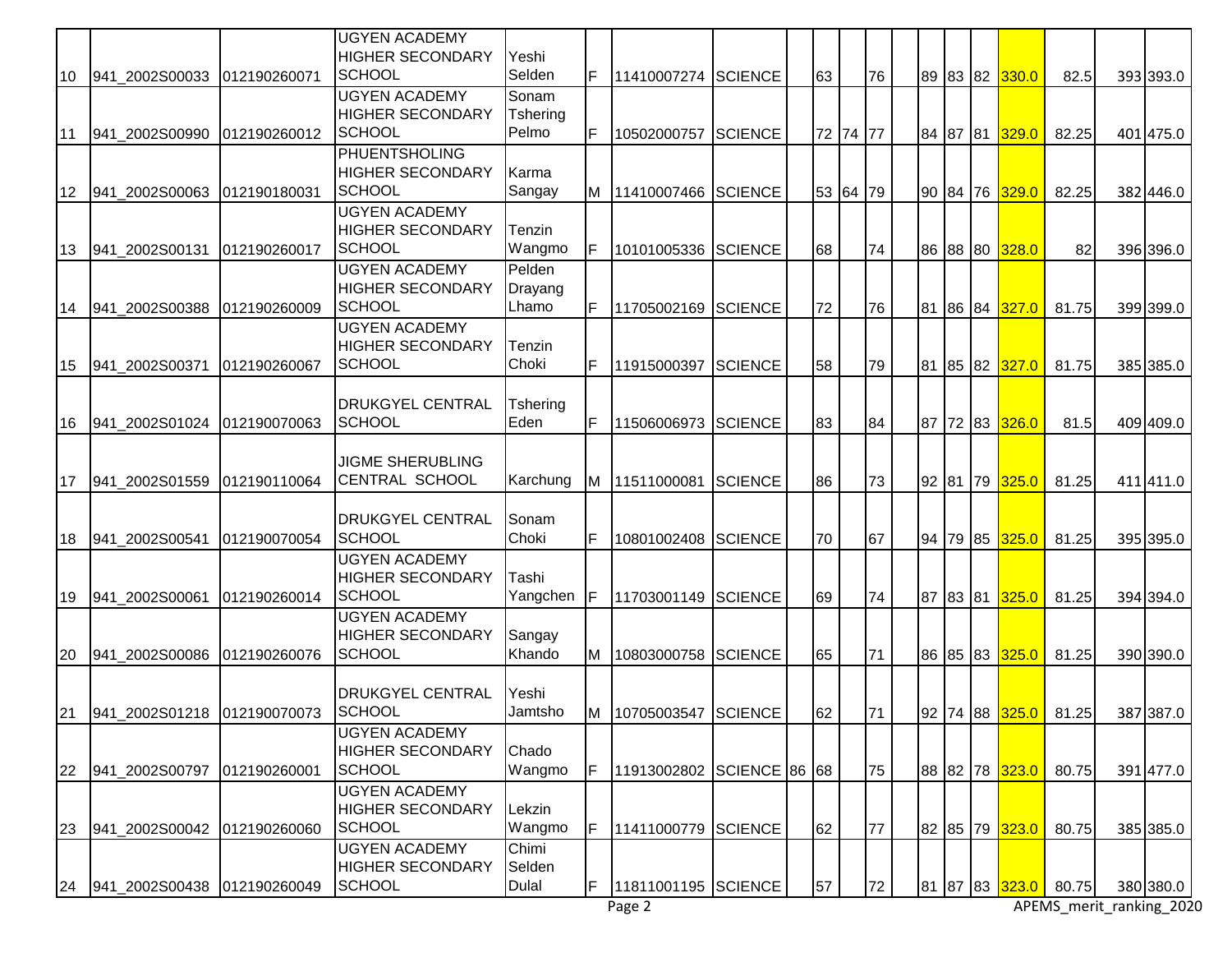| | | | | | | | | | | | | | | | | | | | | |
|---|---|---|---|---|---|---|---|---|---|---|---|---|---|---|---|---|---|---|---|---|
| 10 | 941_2002S00033 | 012190260071 | UGYEN ACADEMY HIGHER SECONDARY SCHOOL | Yeshi Selden | F | 11410007274 | SCIENCE | | 63 | | 76 | | 89 | 83 | 82 | 330.0 | 82.5 | | 393 | 393.0 |
| 11 | 941_2002S00990 | 012190260012 | UGYEN ACADEMY HIGHER SECONDARY SCHOOL | Sonam Tshering Pelmo | F | 10502000757 | SCIENCE | | 72 | 74 | 77 | | 84 | 87 | 81 | 329.0 | 82.25 | | 401 | 475.0 |
| 12 | 941_2002S00063 | 012190180031 | PHUENTSHOLING HIGHER SECONDARY SCHOOL | Karma Sangay | M | 11410007466 | SCIENCE | | 53 | 64 | 79 | | 90 | 84 | 76 | 329.0 | 82.25 | | 382 | 446.0 |
| 13 | 941_2002S00131 | 012190260017 | UGYEN ACADEMY HIGHER SECONDARY SCHOOL | Tenzin Wangmo | F | 10101005336 | SCIENCE | | 68 | | 74 | | 86 | 88 | 80 | 328.0 | 82 | | 396 | 396.0 |
| 14 | 941_2002S00388 | 012190260009 | UGYEN ACADEMY HIGHER SECONDARY SCHOOL | Pelden Drayang Lhamo | F | 11705002169 | SCIENCE | | 72 | | 76 | | 81 | 86 | 84 | 327.0 | 81.75 | | 399 | 399.0 |
| 15 | 941_2002S00371 | 012190260067 | UGYEN ACADEMY HIGHER SECONDARY SCHOOL | Tenzin Choki | F | 11915000397 | SCIENCE | | 58 | | 79 | | 81 | 85 | 82 | 327.0 | 81.75 | | 385 | 385.0 |
| 16 | 941_2002S01024 | 012190070063 | DRUKGYEL CENTRAL SCHOOL | Tshering Eden | F | 11506006973 | SCIENCE | | 83 | | 84 | | 87 | 72 | 83 | 326.0 | 81.5 | | 409 | 409.0 |
| 17 | 941_2002S01559 | 012190110064 | JIGME SHERUBLING CENTRAL SCHOOL | Karchung | M | 11511000081 | SCIENCE | | 86 | | 73 | | 92 | 81 | 79 | 325.0 | 81.25 | | 411 | 411.0 |
| 18 | 941_2002S00541 | 012190070054 | DRUKGYEL CENTRAL SCHOOL | Sonam Choki | F | 10801002408 | SCIENCE | | 70 | | 67 | | 94 | 79 | 85 | 325.0 | 81.25 | | 395 | 395.0 |
| 19 | 941_2002S00061 | 012190260014 | UGYEN ACADEMY HIGHER SECONDARY SCHOOL | Tashi Yangchen | F | 11703001149 | SCIENCE | | 69 | | 74 | | 87 | 83 | 81 | 325.0 | 81.25 | | 394 | 394.0 |
| 20 | 941_2002S00086 | 012190260076 | UGYEN ACADEMY HIGHER SECONDARY SCHOOL | Sangay Khando | M | 10803000758 | SCIENCE | | 65 | | 71 | | 86 | 85 | 83 | 325.0 | 81.25 | | 390 | 390.0 |
| 21 | 941_2002S01218 | 012190070073 | DRUKGYEL CENTRAL SCHOOL | Yeshi Jamtsho | M | 10705003547 | SCIENCE | | 62 | | 71 | | 92 | 74 | 88 | 325.0 | 81.25 | | 387 | 387.0 |
| 22 | 941_2002S00797 | 012190260001 | UGYEN ACADEMY HIGHER SECONDARY SCHOOL | Chado Wangmo | F | 11913002802 | SCIENCE | 86 | 68 | | 75 | | 88 | 82 | 78 | 323.0 | 80.75 | | 391 | 477.0 |
| 23 | 941_2002S00042 | 012190260060 | UGYEN ACADEMY HIGHER SECONDARY SCHOOL | Lekzin Wangmo | F | 11411000779 | SCIENCE | | 62 | | 77 | | 82 | 85 | 79 | 323.0 | 80.75 | | 385 | 385.0 |
| 24 | 941_2002S00438 | 012190260049 | UGYEN ACADEMY HIGHER SECONDARY SCHOOL | Chimi Selden Dulal | F | 11811001195 | SCIENCE | | 57 | | 72 | | 81 | 87 | 83 | 323.0 | 80.75 | | 380 | 380.0 |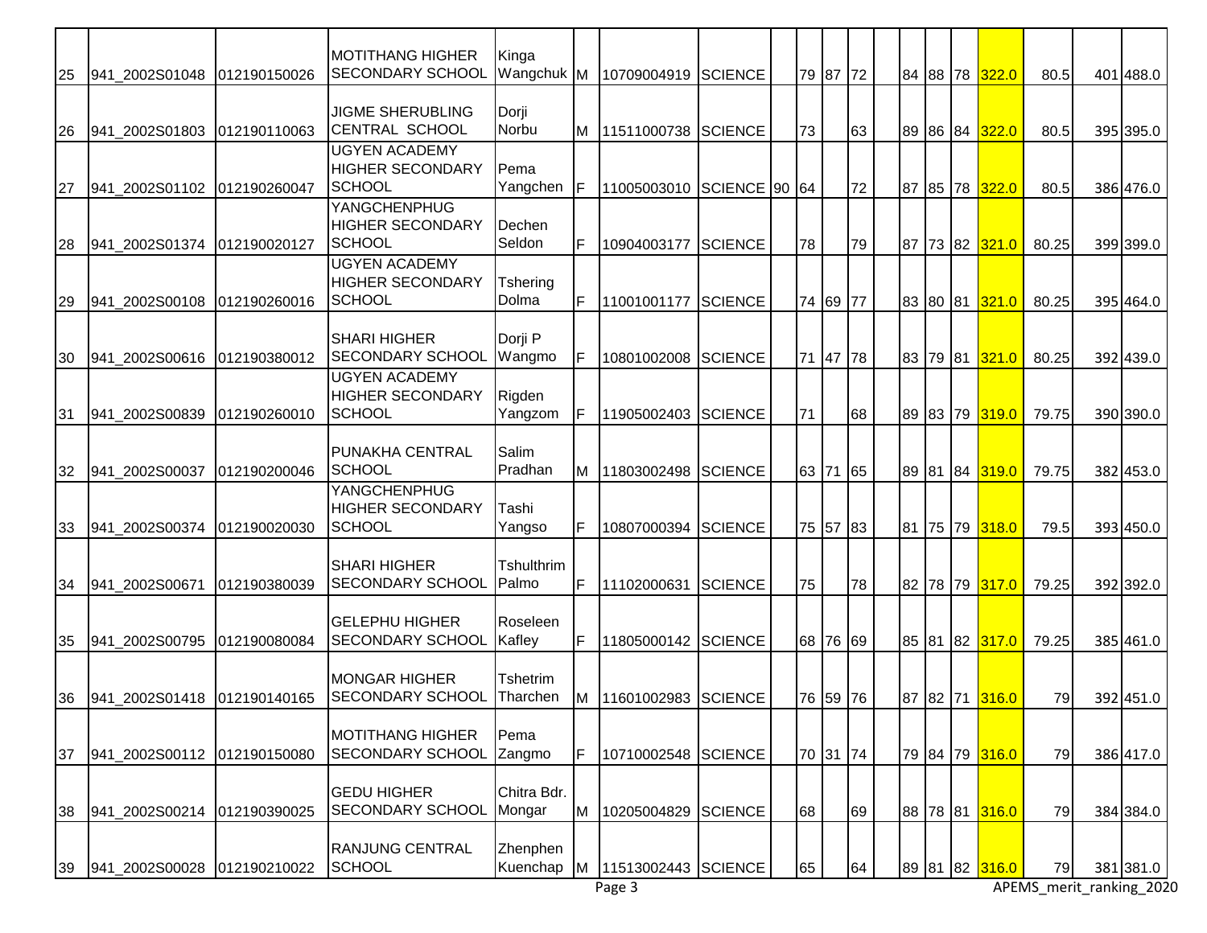| | | | | | | | | | | | | | | | | | | | | |
|---|---|---|---|---|---|---|---|---|---|---|---|---|---|---|---|---|---|---|---|---|
| 25 | 941_2002S01048 | 012190150026 | MOTITHANG HIGHER SECONDARY SCHOOL | Kinga Wangchuk | M | 10709004919 | SCIENCE | | 79 | 87 | 72 | | 84 | 88 | 78 | 322.0 | 80.5 | | 401 | 488.0 |
| 26 | 941_2002S01803 | 012190110063 | JIGME SHERUBLING CENTRAL SCHOOL | Dorji Norbu | M | 11511000738 | SCIENCE | | 73 | | 63 | | 89 | 86 | 84 | 322.0 | 80.5 | | 395 | 395.0 |
| 27 | 941_2002S01102 | 012190260047 | UGYEN ACADEMY HIGHER SECONDARY SCHOOL | Pema Yangchen | F | 11005003010 | SCIENCE | 90 | 64 | | 72 | | 87 | 85 | 78 | 322.0 | 80.5 | | 386 | 476.0 |
| 28 | 941_2002S01374 | 012190020127 | YANGCHENPHUG HIGHER SECONDARY SCHOOL | Dechen Seldon | F | 10904003177 | SCIENCE | | 78 | | 79 | | 87 | 73 | 82 | 321.0 | 80.25 | | 399 | 399.0 |
| 29 | 941_2002S00108 | 012190260016 | UGYEN ACADEMY HIGHER SECONDARY SCHOOL | Tshering Dolma | F | 11001001177 | SCIENCE | | 74 | 69 | 77 | | 83 | 80 | 81 | 321.0 | 80.25 | | 395 | 464.0 |
| 30 | 941_2002S00616 | 012190380012 | SHARI HIGHER SECONDARY SCHOOL | Dorji P Wangmo | F | 10801002008 | SCIENCE | | 71 | 47 | 78 | | 83 | 79 | 81 | 321.0 | 80.25 | | 392 | 439.0 |
| 31 | 941_2002S00839 | 012190260010 | UGYEN ACADEMY HIGHER SECONDARY SCHOOL | Rigden Yangzom | F | 11905002403 | SCIENCE | | 71 | | 68 | | 89 | 83 | 79 | 319.0 | 79.75 | | 390 | 390.0 |
| 32 | 941_2002S00037 | 012190200046 | PUNAKHA CENTRAL SCHOOL | Salim Pradhan | M | 11803002498 | SCIENCE | | 63 | 71 | 65 | | 89 | 81 | 84 | 319.0 | 79.75 | | 382 | 453.0 |
| 33 | 941_2002S00374 | 012190020030 | YANGCHENPHUG HIGHER SECONDARY SCHOOL | Tashi Yangso | F | 10807000394 | SCIENCE | | 75 | 57 | 83 | | 81 | 75 | 79 | 318.0 | 79.5 | | 393 | 450.0 |
| 34 | 941_2002S00671 | 012190380039 | SHARI HIGHER SECONDARY SCHOOL | Tshulthrim Palmo | F | 11102000631 | SCIENCE | | 75 | | 78 | | 82 | 78 | 79 | 317.0 | 79.25 | | 392 | 392.0 |
| 35 | 941_2002S00795 | 012190080084 | GELEPHU HIGHER SECONDARY SCHOOL | Roseleen Kafley | F | 11805000142 | SCIENCE | | 68 | 76 | 69 | | 85 | 81 | 82 | 317.0 | 79.25 | | 385 | 461.0 |
| 36 | 941_2002S01418 | 012190140165 | MONGAR HIGHER SECONDARY SCHOOL | Tshetrim Tharchen | M | 11601002983 | SCIENCE | | 76 | 59 | 76 | | 87 | 82 | 71 | 316.0 | 79 | | 392 | 451.0 |
| 37 | 941_2002S00112 | 012190150080 | MOTITHANG HIGHER SECONDARY SCHOOL | Pema Zangmo | F | 10710002548 | SCIENCE | | 70 | 31 | 74 | | 79 | 84 | 79 | 316.0 | 79 | | 386 | 417.0 |
| 38 | 941_2002S00214 | 012190390025 | GEDU HIGHER SECONDARY SCHOOL | Chitra Bdr. Mongar | M | 10205004829 | SCIENCE | | 68 | | 69 | | 88 | 78 | 81 | 316.0 | 79 | | 384 | 384.0 |
| 39 | 941_2002S00028 | 012190210022 | RANJUNG CENTRAL SCHOOL | Zhenphen Kuenchap | M | 11513002443 | SCIENCE | | 65 | | 64 | | 89 | 81 | 82 | 316.0 | 79 | | 381 | 381.0 |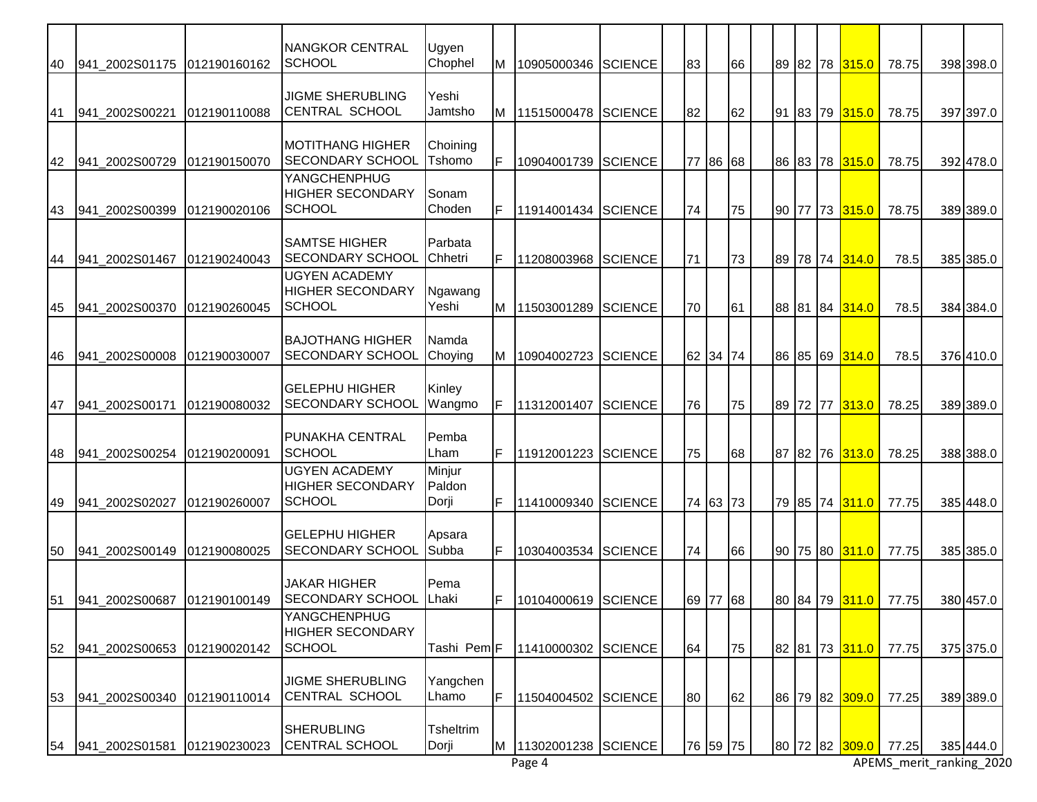| | | | | | | | | | | | | | | | | | | | | |
|---|---|---|---|---|---|---|---|---|---|---|---|---|---|---|---|---|---|---|---|---|
| 40 | 941_2002S01175 | 012190160162 | NANGKOR CENTRAL SCHOOL | Ugyen Chophel | M | 10905000346 | SCIENCE | | 83 | | 66 | | 89 | 82 | 78 | 315.0 | 78.75 | | 398 | 398.0 |
| 41 | 941_2002S00221 | 012190110088 | JIGME SHERUBLING CENTRAL SCHOOL | Yeshi Jamtsho | M | 11515000478 | SCIENCE | | 82 | | 62 | | 91 | 83 | 79 | 315.0 | 78.75 | | 397 | 397.0 |
| 42 | 941_2002S00729 | 012190150070 | MOTITHANG HIGHER SECONDARY SCHOOL | Choining Tshomo | F | 10904001739 | SCIENCE | | 77 | 86 | 68 | | 86 | 83 | 78 | 315.0 | 78.75 | | 392 | 478.0 |
| 43 | 941_2002S00399 | 012190020106 | YANGCHENPHUG HIGHER SECONDARY SCHOOL | Sonam Choden | F | 11914001434 | SCIENCE | | 74 | | 75 | | 90 | 77 | 73 | 315.0 | 78.75 | | 389 | 389.0 |
| 44 | 941_2002S01467 | 012190240043 | SAMTSE HIGHER SECONDARY SCHOOL | Parbata Chhetri | F | 11208003968 | SCIENCE | | 71 | | 73 | | 89 | 78 | 74 | 314.0 | 78.5 | | 385 | 385.0 |
| 45 | 941_2002S00370 | 012190260045 | UGYEN ACADEMY HIGHER SECONDARY SCHOOL | Ngawang Yeshi | M | 11503001289 | SCIENCE | | 70 | | 61 | | 88 | 81 | 84 | 314.0 | 78.5 | | 384 | 384.0 |
| 46 | 941_2002S00008 | 012190030007 | BAJOTHANG HIGHER SECONDARY SCHOOL | Namda Choying | M | 10904002723 | SCIENCE | | 62 | 34 | 74 | | 86 | 85 | 69 | 314.0 | 78.5 | | 376 | 410.0 |
| 47 | 941_2002S00171 | 012190080032 | GELEPHU HIGHER SECONDARY SCHOOL | Kinley Wangmo | F | 11312001407 | SCIENCE | | 76 | | 75 | | 89 | 72 | 77 | 313.0 | 78.25 | | 389 | 389.0 |
| 48 | 941_2002S00254 | 012190200091 | PUNAKHA CENTRAL SCHOOL | Pemba Lham | F | 11912001223 | SCIENCE | | 75 | | 68 | | 87 | 82 | 76 | 313.0 | 78.25 | | 388 | 388.0 |
| 49 | 941_2002S02027 | 012190260007 | UGYEN ACADEMY HIGHER SECONDARY SCHOOL | Minjur Paldon Dorji | F | 11410009340 | SCIENCE | | 74 | 63 | 73 | | 79 | 85 | 74 | 311.0 | 77.75 | | 385 | 448.0 |
| 50 | 941_2002S00149 | 012190080025 | GELEPHU HIGHER SECONDARY SCHOOL | Apsara Subba | F | 10304003534 | SCIENCE | | 74 | | 66 | | 90 | 75 | 80 | 311.0 | 77.75 | | 385 | 385.0 |
| 51 | 941_2002S00687 | 012190100149 | JAKAR HIGHER SECONDARY SCHOOL | Pema Lhaki | F | 10104000619 | SCIENCE | | 69 | 77 | 68 | | 80 | 84 | 79 | 311.0 | 77.75 | | 380 | 457.0 |
| 52 | 941_2002S00653 | 012190020142 | YANGCHENPHUG HIGHER SECONDARY SCHOOL | Tashi Pem | F | 11410000302 | SCIENCE | | 64 | | 75 | | 82 | 81 | 73 | 311.0 | 77.75 | | 375 | 375.0 |
| 53 | 941_2002S00340 | 012190110014 | JIGME SHERUBLING CENTRAL SCHOOL | Yangchen Lhamo | F | 11504004502 | SCIENCE | | 80 | | 62 | | 86 | 79 | 82 | 309.0 | 77.25 | | 389 | 389.0 |
| 54 | 941_2002S01581 | 012190230023 | SHERUBLING CENTRAL SCHOOL | Tsheltrim Dorji | M | 11302001238 | SCIENCE | | 76 | 59 | 75 | | 80 | 72 | 82 | 309.0 | 77.25 | | 385 | 444.0 |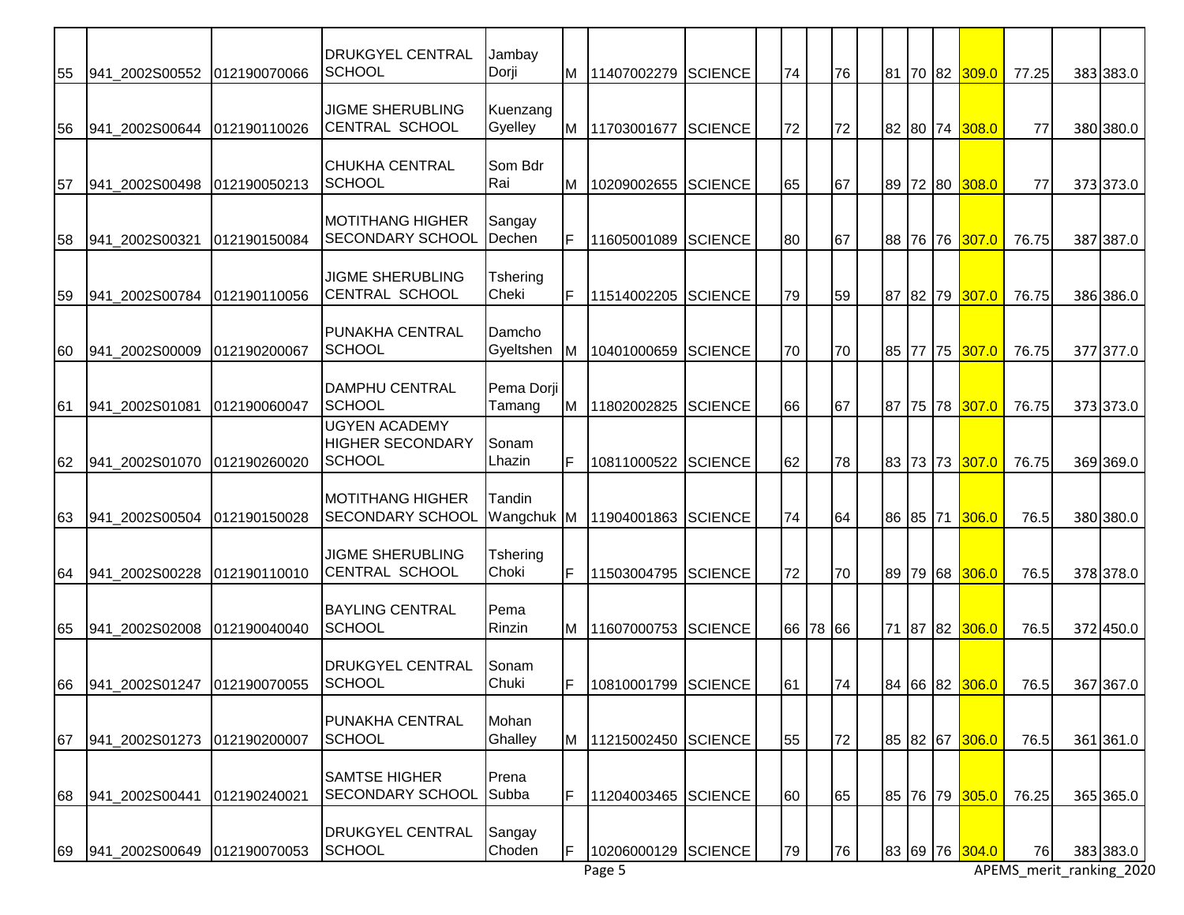| | | | | | | | | | | | | | | | | | | | | |
|---|---|---|---|---|---|---|---|---|---|---|---|---|---|---|---|---|---|---|---|---|
| 55 | 941_2002S00552 | 012190070066 | DRUKGYEL CENTRAL SCHOOL | Jambay Dorji | M | 11407002279 | SCIENCE | | 74 | | 76 | | 81 | 70 | 82 | 309.0 | 77.25 | | 383 | 383.0 |
| 56 | 941_2002S00644 | 012190110026 | JIGME SHERUBLING CENTRAL SCHOOL | Kuenzang Gyelley | M | 11703001677 | SCIENCE | | 72 | | 72 | | 82 | 80 | 74 | 308.0 | 77 | | 380 | 380.0 |
| 57 | 941_2002S00498 | 012190050213 | CHUKHA CENTRAL SCHOOL | Som Bdr Rai | M | 10209002655 | SCIENCE | | 65 | | 67 | | 89 | 72 | 80 | 308.0 | 77 | | 373 | 373.0 |
| 58 | 941_2002S00321 | 012190150084 | MOTITHANG HIGHER SECONDARY SCHOOL | Sangay Dechen | F | 11605001089 | SCIENCE | | 80 | | 67 | | 88 | 76 | 76 | 307.0 | 76.75 | | 387 | 387.0 |
| 59 | 941_2002S00784 | 012190110056 | JIGME SHERUBLING CENTRAL SCHOOL | Tshering Cheki | F | 11514002205 | SCIENCE | | 79 | | 59 | | 87 | 82 | 79 | 307.0 | 76.75 | | 386 | 386.0 |
| 60 | 941_2002S00009 | 012190200067 | PUNAKHA CENTRAL SCHOOL | Damcho Gyeltshen | M | 10401000659 | SCIENCE | | 70 | | 70 | | 85 | 77 | 75 | 307.0 | 76.75 | | 377 | 377.0 |
| 61 | 941_2002S01081 | 012190060047 | DAMPHU CENTRAL SCHOOL | Pema Dorji Tamang | M | 11802002825 | SCIENCE | | 66 | | 67 | | 87 | 75 | 78 | 307.0 | 76.75 | | 373 | 373.0 |
| 62 | 941_2002S01070 | 012190260020 | UGYEN ACADEMY HIGHER SECONDARY SCHOOL | Sonam Lhazin | F | 10811000522 | SCIENCE | | 62 | | 78 | | 83 | 73 | 73 | 307.0 | 76.75 | | 369 | 369.0 |
| 63 | 941_2002S00504 | 012190150028 | MOTITHANG HIGHER SECONDARY SCHOOL | Tandin Wangchuk | M | 11904001863 | SCIENCE | | 74 | | 64 | | 86 | 85 | 71 | 306.0 | 76.5 | | 380 | 380.0 |
| 64 | 941_2002S00228 | 012190110010 | JIGME SHERUBLING CENTRAL SCHOOL | Tshering Choki | F | 11503004795 | SCIENCE | | 72 | | 70 | | 89 | 79 | 68 | 306.0 | 76.5 | | 378 | 378.0 |
| 65 | 941_2002S02008 | 012190040040 | BAYLING CENTRAL SCHOOL | Pema Rinzin | M | 11607000753 | SCIENCE | | 66 | 78 | 66 | | 71 | 87 | 82 | 306.0 | 76.5 | | 372 | 450.0 |
| 66 | 941_2002S01247 | 012190070055 | DRUKGYEL CENTRAL SCHOOL | Sonam Chuki | F | 10810001799 | SCIENCE | | 61 | | 74 | | 84 | 66 | 82 | 306.0 | 76.5 | | 367 | 367.0 |
| 67 | 941_2002S01273 | 012190200007 | PUNAKHA CENTRAL SCHOOL | Mohan Ghalley | M | 11215002450 | SCIENCE | | 55 | | 72 | | 85 | 82 | 67 | 306.0 | 76.5 | | 361 | 361.0 |
| 68 | 941_2002S00441 | 012190240021 | SAMTSE HIGHER SECONDARY SCHOOL | Prena Subba | F | 11204003465 | SCIENCE | | 60 | | 65 | | 85 | 76 | 79 | 305.0 | 76.25 | | 365 | 365.0 |
| 69 | 941_2002S00649 | 012190070053 | DRUKGYEL CENTRAL SCHOOL | Sangay Choden | F | 10206000129 | SCIENCE | | 79 | | 76 | | 83 | 69 | 76 | 304.0 | 76 | | 383 | 383.0 |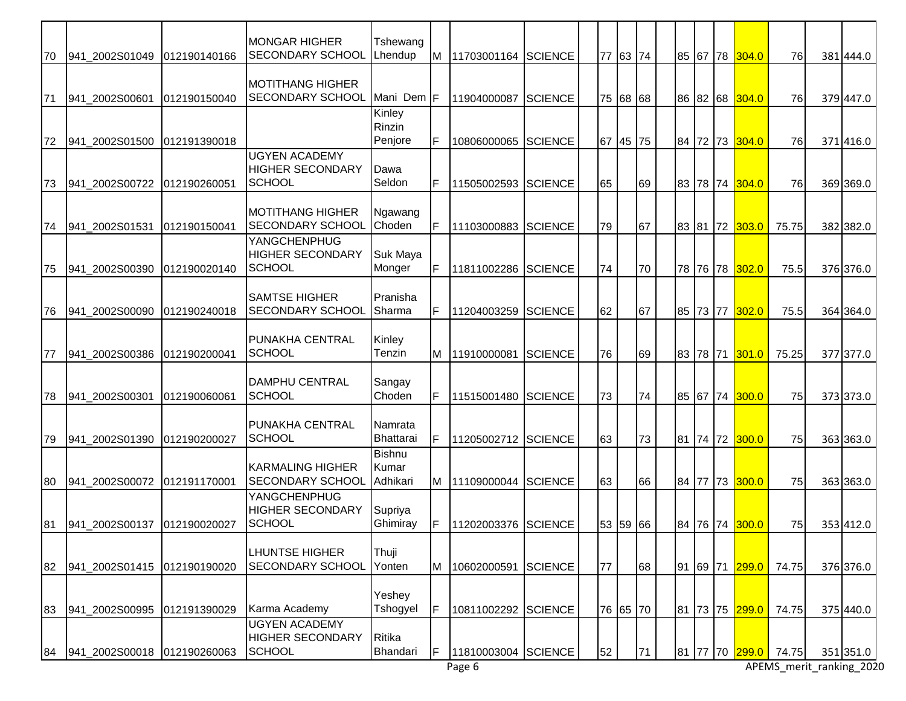| | | | | | | | | | | | | | | | | | | | | |
|---|---|---|---|---|---|---|---|---|---|---|---|---|---|---|---|---|---|---|---|---|
| 70 | 941_2002S01049 | 012190140166 | MONGAR HIGHER SECONDARY SCHOOL | Tshewang Lhendup | M | 11703001164 | SCIENCE | | 77 | 63 | 74 | | 85 | 67 | 78 | 304.0 | 76 | | 381 | 444.0 |
| 71 | 941_2002S00601 | 012190150040 | MOTITHANG HIGHER SECONDARY SCHOOL | Mani Dem | F | 11904000087 | SCIENCE | | 75 | 68 | 68 | | 86 | 82 | 68 | 304.0 | 76 | | 379 | 447.0 |
| 72 | 941_2002S01500 | 012191390018 | | Kinley Rinzin Penjore | F | 10806000065 | SCIENCE | | 67 | 45 | 75 | | 84 | 72 | 73 | 304.0 | 76 | | 371 | 416.0 |
| 73 | 941_2002S00722 | 012190260051 | UGYEN ACADEMY HIGHER SECONDARY SCHOOL | Dawa Seldon | F | 11505002593 | SCIENCE | | 65 | | 69 | | 83 | 78 | 74 | 304.0 | 76 | | 369 | 369.0 |
| 74 | 941_2002S01531 | 012190150041 | MOTITHANG HIGHER SECONDARY SCHOOL | Ngawang Choden | F | 11103000883 | SCIENCE | | 79 | | 67 | | 83 | 81 | 72 | 303.0 | 75.75 | | 382 | 382.0 |
| 75 | 941_2002S00390 | 012190020140 | YANGCHENPHUG HIGHER SECONDARY SCHOOL | Suk Maya Monger | F | 11811002286 | SCIENCE | | 74 | | 70 | | 78 | 76 | 78 | 302.0 | 75.5 | | 376 | 376.0 |
| 76 | 941_2002S00090 | 012190240018 | SAMTSE HIGHER SECONDARY SCHOOL | Pranisha Sharma | F | 11204003259 | SCIENCE | | 62 | | 67 | | 85 | 73 | 77 | 302.0 | 75.5 | | 364 | 364.0 |
| 77 | 941_2002S00386 | 012190200041 | PUNAKHA CENTRAL SCHOOL | Kinley Tenzin | M | 11910000081 | SCIENCE | | 76 | | 69 | | 83 | 78 | 71 | 301.0 | 75.25 | | 377 | 377.0 |
| 78 | 941_2002S00301 | 012190060061 | DAMPHU CENTRAL SCHOOL | Sangay Choden | F | 11515001480 | SCIENCE | | 73 | | 74 | | 85 | 67 | 74 | 300.0 | 75 | | 373 | 373.0 |
| 79 | 941_2002S01390 | 012190200027 | PUNAKHA CENTRAL SCHOOL | Namrata Bhattarai | F | 11205002712 | SCIENCE | | 63 | | 73 | | 81 | 74 | 72 | 300.0 | 75 | | 363 | 363.0 |
| 80 | 941_2002S00072 | 012191170001 | KARMALING HIGHER SECONDARY SCHOOL | Bishnu Kumar Adhikari | M | 11109000044 | SCIENCE | | 63 | | 66 | | 84 | 77 | 73 | 300.0 | 75 | | 363 | 363.0 |
| 81 | 941_2002S00137 | 012190020027 | YANGCHENPHUG HIGHER SECONDARY SCHOOL | Supriya Ghimiray | F | 11202003376 | SCIENCE | | 53 | 59 | 66 | | 84 | 76 | 74 | 300.0 | 75 | | 353 | 412.0 |
| 82 | 941_2002S01415 | 012190190020 | LHUNTSE HIGHER SECONDARY SCHOOL | Thuji Yonten | M | 10602000591 | SCIENCE | | 77 | | 68 | | 91 | 69 | 71 | 299.0 | 74.75 | | 376 | 376.0 |
| 83 | 941_2002S00995 | 012191390029 | Karma Academy | Yeshey Tshogyel | F | 10811002292 | SCIENCE | | 76 | 65 | 70 | | 81 | 73 | 75 | 299.0 | 74.75 | | 375 | 440.0 |
| 84 | 941_2002S00018 | 012190260063 | UGYEN ACADEMY HIGHER SECONDARY SCHOOL | Ritika Bhandari | F | 11810003004 | SCIENCE | | 52 | | 71 | | 81 | 77 | 70 | 299.0 | 74.75 | | 351 | 351.0 |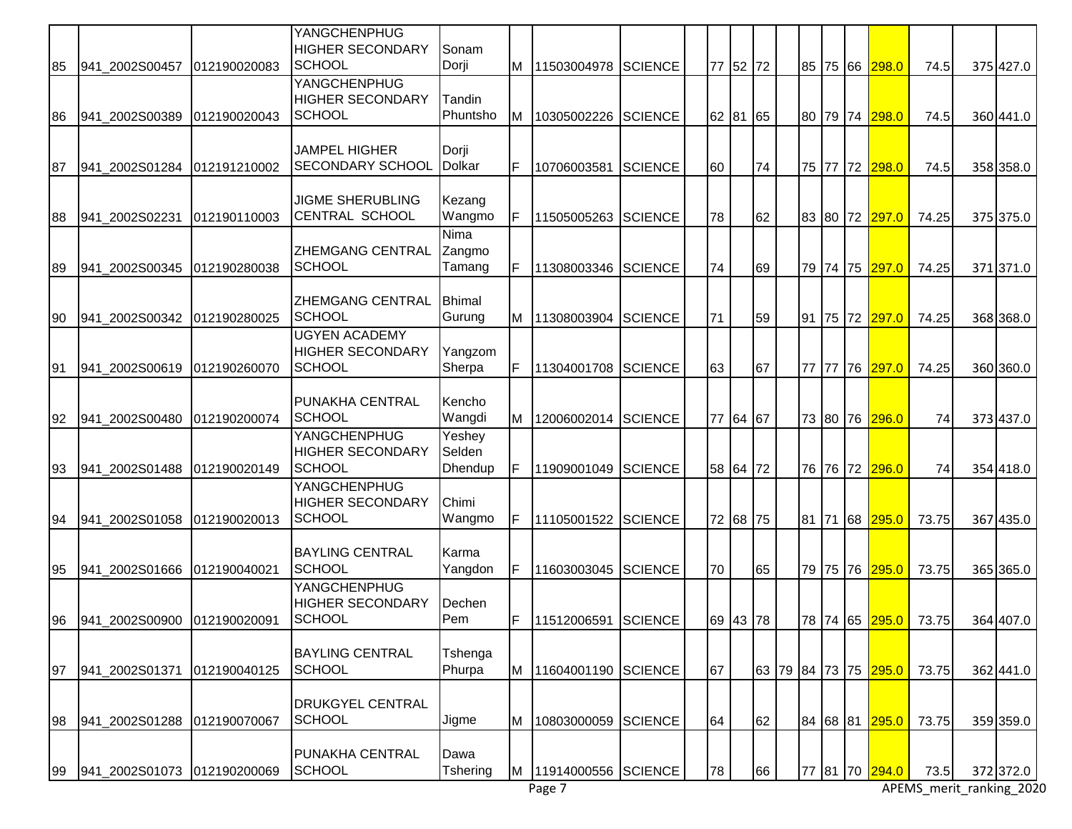| | | | | | | | | | | | | | | | | | | | | |
|---|---|---|---|---|---|---|---|---|---|---|---|---|---|---|---|---|---|---|---|---|
| 85 | 941_2002S00457 | 012190020083 | YANGCHENPHUG HIGHER SECONDARY SCHOOL | Sonam Dorji | M | 11503004978 | SCIENCE | | 77 | 52 | 72 | | 85 | 75 | 66 | 298.0 | 74.5 | | 375 | 427.0 |
| 86 | 941_2002S00389 | 012190020043 | YANGCHENPHUG HIGHER SECONDARY SCHOOL | Tandin Phuntsho | M | 10305002226 | SCIENCE | | 62 | 81 | 65 | | 80 | 79 | 74 | 298.0 | 74.5 | | 360 | 441.0 |
| 87 | 941_2002S01284 | 012191210002 | JAMPEL HIGHER SECONDARY SCHOOL | Dorji Dolkar | F | 10706003581 | SCIENCE | | 60 | | 74 | | 75 | 77 | 72 | 298.0 | 74.5 | | 358 | 358.0 |
| 88 | 941_2002S02231 | 012190110003 | JIGME SHERUBLING CENTRAL SCHOOL | Kezang Wangmo | F | 11505005263 | SCIENCE | | 78 | | 62 | | 83 | 80 | 72 | 297.0 | 74.25 | | 375 | 375.0 |
| 89 | 941_2002S00345 | 012190280038 | ZHEMGANG CENTRAL SCHOOL | Nima Zangmo Tamang | F | 11308003346 | SCIENCE | | 74 | | 69 | | 79 | 74 | 75 | 297.0 | 74.25 | | 371 | 371.0 |
| 90 | 941_2002S00342 | 012190280025 | ZHEMGANG CENTRAL SCHOOL | Bhimal Gurung | M | 11308003904 | SCIENCE | | 71 | | 59 | | 91 | 75 | 72 | 297.0 | 74.25 | | 368 | 368.0 |
| 91 | 941_2002S00619 | 012190260070 | UGYEN ACADEMY HIGHER SECONDARY SCHOOL | Yangzom Sherpa | F | 11304001708 | SCIENCE | | 63 | | 67 | | 77 | 77 | 76 | 297.0 | 74.25 | | 360 | 360.0 |
| 92 | 941_2002S00480 | 012190200074 | PUNAKHA CENTRAL SCHOOL | Kencho Wangdi | M | 12006002014 | SCIENCE | | 77 | 64 | 67 | | 73 | 80 | 76 | 296.0 | 74 | | 373 | 437.0 |
| 93 | 941_2002S01488 | 012190020149 | YANGCHENPHUG HIGHER SECONDARY SCHOOL | Yeshey Selden Dhendup | F | 11909001049 | SCIENCE | | 58 | 64 | 72 | | 76 | 76 | 72 | 296.0 | 74 | | 354 | 418.0 |
| 94 | 941_2002S01058 | 012190020013 | YANGCHENPHUG HIGHER SECONDARY SCHOOL | Chimi Wangmo | F | 11105001522 | SCIENCE | | 72 | 68 | 75 | | 81 | 71 | 68 | 295.0 | 73.75 | | 367 | 435.0 |
| 95 | 941_2002S01666 | 012190040021 | BAYLING CENTRAL SCHOOL | Karma Yangdon | F | 11603003045 | SCIENCE | | 70 | | 65 | | 79 | 75 | 76 | 295.0 | 73.75 | | 365 | 365.0 |
| 96 | 941_2002S00900 | 012190020091 | YANGCHENPHUG HIGHER SECONDARY SCHOOL | Dechen Pem | F | 11512006591 | SCIENCE | | 69 | 43 | 78 | | 78 | 74 | 65 | 295.0 | 73.75 | | 364 | 407.0 |
| 97 | 941_2002S01371 | 012190040125 | BAYLING CENTRAL SCHOOL | Tshenga Phurpa | M | 11604001190 | SCIENCE | | 67 | | 63 | 79 | 84 | 73 | 75 | 295.0 | 73.75 | | 362 | 441.0 |
| 98 | 941_2002S01288 | 012190070067 | DRUKGYEL CENTRAL SCHOOL | Jigme | M | 10803000059 | SCIENCE | | 64 | | 62 | | 84 | 68 | 81 | 295.0 | 73.75 | | 359 | 359.0 |
| 99 | 941_2002S01073 | 012190200069 | PUNAKHA CENTRAL SCHOOL | Dawa Tshering | M | 11914000556 | SCIENCE | | 78 | | 66 | | 77 | 81 | 70 | 294.0 | 73.5 | | 372 | 372.0 |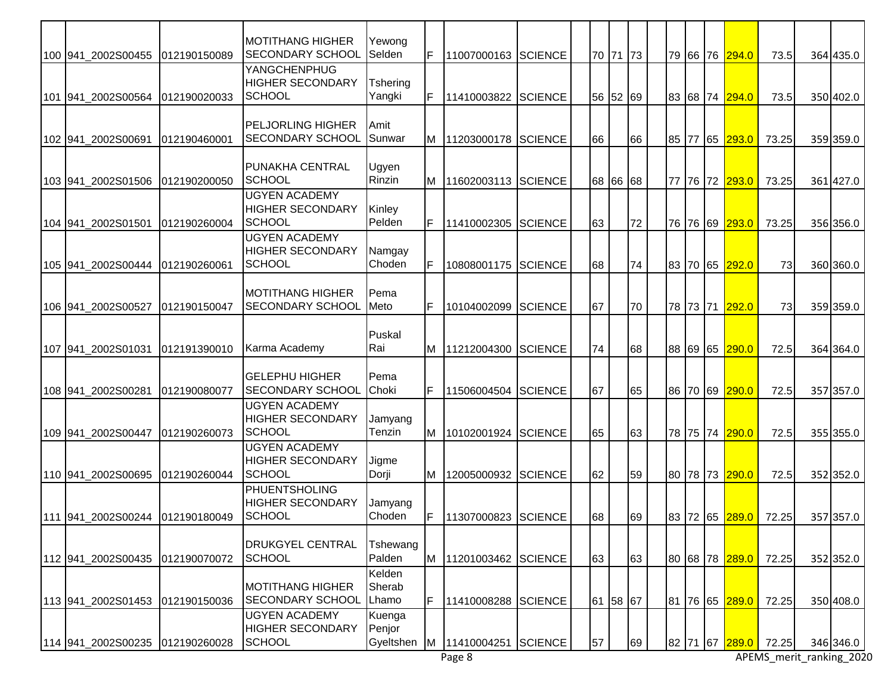| | | | | | | | | | | | | | | | | | | | | | |
|---|---|---|---|---|---|---|---|---|---|---|---|---|---|---|---|---|---|---|---|---|---|
| 100 | 941_2002S00455 | 012190150089 | MOTITHANG HIGHER SECONDARY SCHOOL | Yewong Selden | F | 11007000163 | SCIENCE | | 70 | 71 | 73 | | 79 | 66 | 76 | 294.0 | 73.5 | | 364 | 435.0 |
| 101 | 941_2002S00564 | 012190020033 | YANGCHENPHUG HIGHER SECONDARY SCHOOL | Tshering Yangki | F | 11410003822 | SCIENCE | | 56 | 52 | 69 | | 83 | 68 | 74 | 294.0 | 73.5 | | 350 | 402.0 |
| 102 | 941_2002S00691 | 012190460001 | PELJORLING HIGHER SECONDARY SCHOOL | Amit Sunwar | M | 11203000178 | SCIENCE | | 66 | | 66 | | 85 | 77 | 65 | 293.0 | 73.25 | | 359 | 359.0 |
| 103 | 941_2002S01506 | 012190200050 | PUNAKHA CENTRAL SCHOOL | Ugyen Rinzin | M | 11602003113 | SCIENCE | | 68 | 66 | 68 | | 77 | 76 | 72 | 293.0 | 73.25 | | 361 | 427.0 |
| 104 | 941_2002S01501 | 012190260004 | UGYEN ACADEMY HIGHER SECONDARY SCHOOL | Kinley Pelden | F | 11410002305 | SCIENCE | | 63 | | 72 | | 76 | 76 | 69 | 293.0 | 73.25 | | 356 | 356.0 |
| 105 | 941_2002S00444 | 012190260061 | UGYEN ACADEMY HIGHER SECONDARY SCHOOL | Namgay Choden | F | 10808001175 | SCIENCE | | 68 | | 74 | | 83 | 70 | 65 | 292.0 | 73 | | 360 | 360.0 |
| 106 | 941_2002S00527 | 012190150047 | MOTITHANG HIGHER SECONDARY SCHOOL | Pema Meto | F | 10104002099 | SCIENCE | | 67 | | 70 | | 78 | 73 | 71 | 292.0 | 73 | | 359 | 359.0 |
| 107 | 941_2002S01031 | 012191390010 | Karma Academy | Puskal Rai | M | 11212004300 | SCIENCE | | 74 | | 68 | | 88 | 69 | 65 | 290.0 | 72.5 | | 364 | 364.0 |
| 108 | 941_2002S00281 | 012190080077 | GELEPHU HIGHER SECONDARY SCHOOL | Pema Choki | F | 11506004504 | SCIENCE | | 67 | | 65 | | 86 | 70 | 69 | 290.0 | 72.5 | | 357 | 357.0 |
| 109 | 941_2002S00447 | 012190260073 | UGYEN ACADEMY HIGHER SECONDARY SCHOOL | Jamyang Tenzin | M | 10102001924 | SCIENCE | | 65 | | 63 | | 78 | 75 | 74 | 290.0 | 72.5 | | 355 | 355.0 |
| 110 | 941_2002S00695 | 012190260044 | UGYEN ACADEMY HIGHER SECONDARY SCHOOL | Jigme Dorji | M | 12005000932 | SCIENCE | | 62 | | 59 | | 80 | 78 | 73 | 290.0 | 72.5 | | 352 | 352.0 |
| 111 | 941_2002S00244 | 012190180049 | PHUENTSHOLING HIGHER SECONDARY SCHOOL | Jamyang Choden | F | 11307000823 | SCIENCE | | 68 | | 69 | | 83 | 72 | 65 | 289.0 | 72.25 | | 357 | 357.0 |
| 112 | 941_2002S00435 | 012190070072 | DRUKGYEL CENTRAL SCHOOL | Tshewang Palden | M | 11201003462 | SCIENCE | | 63 | | 63 | | 80 | 68 | 78 | 289.0 | 72.25 | | 352 | 352.0 |
| 113 | 941_2002S01453 | 012190150036 | MOTITHANG HIGHER SECONDARY SCHOOL | Kelden Sherab Lhamo | F | 11410008288 | SCIENCE | | 61 | 58 | 67 | | 81 | 76 | 65 | 289.0 | 72.25 | | 350 | 408.0 |
| 114 | 941_2002S00235 | 012190260028 | UGYEN ACADEMY HIGHER SECONDARY SCHOOL | Kuenga Penjor Gyeltshen | M | 11410004251 | SCIENCE | | 57 | | 69 | | 82 | 71 | 67 | 289.0 | 72.25 | | 346 | 346.0 |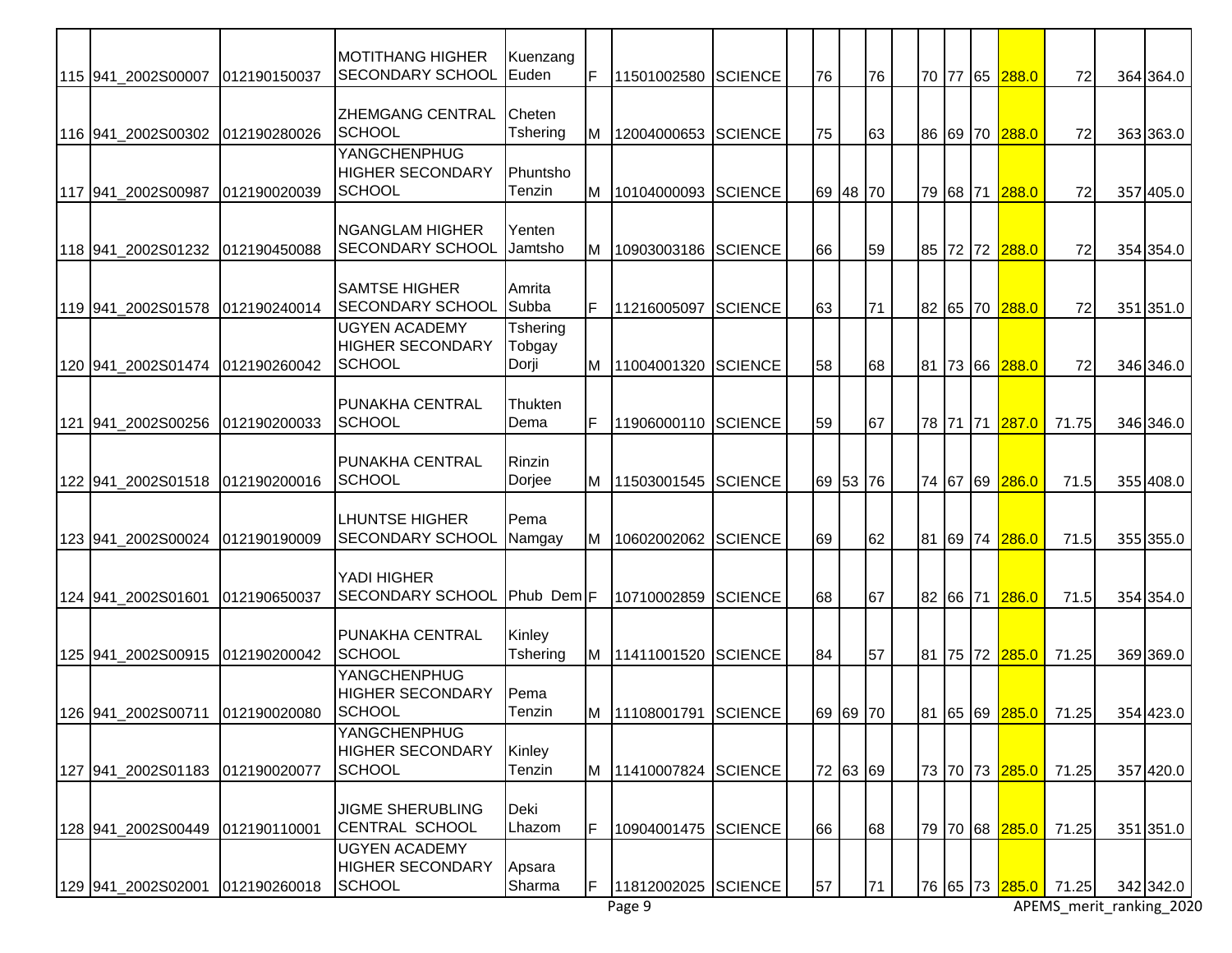| | | | | | | | | | | | | | | | | | | | | | |
|---|---|---|---|---|---|---|---|---|---|---|---|---|---|---|---|---|---|---|---|---|---|
| 115 | 941_2002S00007 | 012190150037 | MOTITHANG HIGHER SECONDARY SCHOOL | Kuenzang Euden | F | 11501002580 | SCIENCE | | 76 | | 76 | | 70 | 77 | 65 | 288.0 | 72 | | 364 | 364.0 |
| 116 | 941_2002S00302 | 012190280026 | ZHEMGANG CENTRAL SCHOOL | Cheten Tshering | M | 12004000653 | SCIENCE | | 75 | | 63 | | 86 | 69 | 70 | 288.0 | 72 | | 363 | 363.0 |
| 117 | 941_2002S00987 | 012190020039 | YANGCHENPHUG HIGHER SECONDARY SCHOOL | Phuntsho Tenzin | M | 10104000093 | SCIENCE | | 69 | 48 | 70 | | 79 | 68 | 71 | 288.0 | 72 | | 357 | 405.0 |
| 118 | 941_2002S01232 | 012190450088 | NGANGLAM HIGHER SECONDARY SCHOOL | Yenten Jamtsho | M | 10903003186 | SCIENCE | | 66 | | 59 | | 85 | 72 | 72 | 288.0 | 72 | | 354 | 354.0 |
| 119 | 941_2002S01578 | 012190240014 | SAMTSE HIGHER SECONDARY SCHOOL | Amrita Subba | F | 11216005097 | SCIENCE | | 63 | | 71 | | 82 | 65 | 70 | 288.0 | 72 | | 351 | 351.0 |
| 120 | 941_2002S01474 | 012190260042 | UGYEN ACADEMY HIGHER SECONDARY SCHOOL | Tshering Tobgay Dorji | M | 11004001320 | SCIENCE | | 58 | | 68 | | 81 | 73 | 66 | 288.0 | 72 | | 346 | 346.0 |
| 121 | 941_2002S00256 | 012190200033 | PUNAKHA CENTRAL SCHOOL | Thukten Dema | F | 11906000110 | SCIENCE | | 59 | | 67 | | 78 | 71 | 71 | 287.0 | 71.75 | | 346 | 346.0 |
| 122 | 941_2002S01518 | 012190200016 | PUNAKHA CENTRAL SCHOOL | Rinzin Dorjee | M | 11503001545 | SCIENCE | | 69 | 53 | 76 | | 74 | 67 | 69 | 286.0 | 71.5 | | 355 | 408.0 |
| 123 | 941_2002S00024 | 012190190009 | LHUNTSE HIGHER SECONDARY SCHOOL | Pema Namgay | M | 10602002062 | SCIENCE | | 69 | | 62 | | 81 | 69 | 74 | 286.0 | 71.5 | | 355 | 355.0 |
| 124 | 941_2002S01601 | 012190650037 | YADI HIGHER SECONDARY SCHOOL | Phub Dem | F | 10710002859 | SCIENCE | | 68 | | 67 | | 82 | 66 | 71 | 286.0 | 71.5 | | 354 | 354.0 |
| 125 | 941_2002S00915 | 012190200042 | PUNAKHA CENTRAL SCHOOL | Kinley Tshering | M | 11411001520 | SCIENCE | | 84 | | 57 | | 81 | 75 | 72 | 285.0 | 71.25 | | 369 | 369.0 |
| 126 | 941_2002S00711 | 012190020080 | YANGCHENPHUG HIGHER SECONDARY SCHOOL | Pema Tenzin | M | 11108001791 | SCIENCE | | 69 | 69 | 70 | | 81 | 65 | 69 | 285.0 | 71.25 | | 354 | 423.0 |
| 127 | 941_2002S01183 | 012190020077 | YANGCHENPHUG HIGHER SECONDARY SCHOOL | Kinley Tenzin | M | 11410007824 | SCIENCE | | 72 | 63 | 69 | | 73 | 70 | 73 | 285.0 | 71.25 | | 357 | 420.0 |
| 128 | 941_2002S00449 | 012190110001 | JIGME SHERUBLING CENTRAL SCHOOL | Deki Lhazom | F | 10904001475 | SCIENCE | | 66 | | 68 | | 79 | 70 | 68 | 285.0 | 71.25 | | 351 | 351.0 |
| 129 | 941_2002S02001 | 012190260018 | UGYEN ACADEMY HIGHER SECONDARY SCHOOL | Apsara Sharma | F | 11812002025 | SCIENCE | | 57 | | 71 | | 76 | 65 | 73 | 285.0 | 71.25 | | 342 | 342.0 |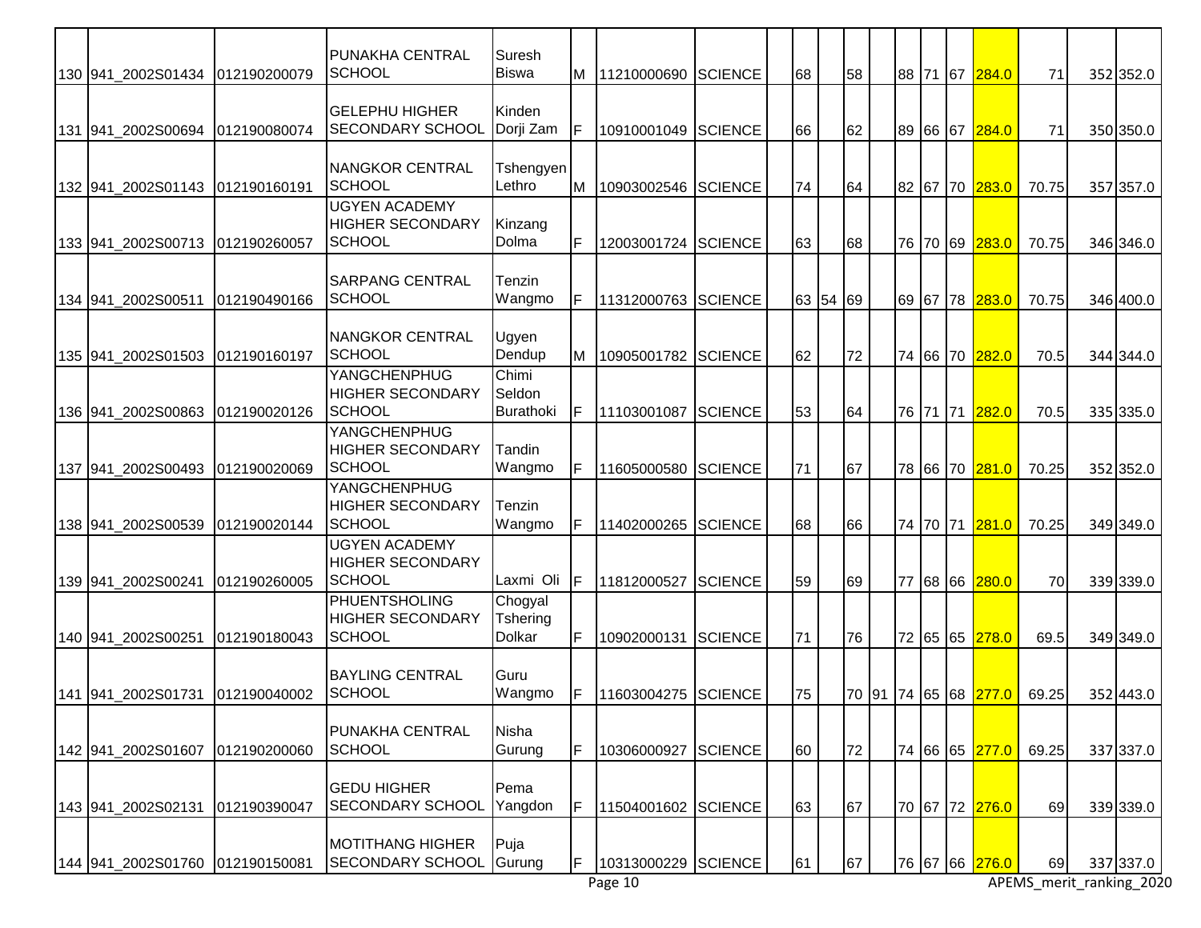| | | | | | | | | | | | | | | | | | | | | |
|---|---|---|---|---|---|---|---|---|---|---|---|---|---|---|---|---|---|---|---|---|
| 130 | 941_2002S01434 | 012190200079 | PUNAKHA CENTRAL SCHOOL | Suresh Biswa | M | 11210000690 | SCIENCE | | 68 | | 58 | | 88 | 71 | 67 | 284.0 | 71 | | 352 | 352.0 |
| 131 | 941_2002S00694 | 012190080074 | GELEPHU HIGHER SECONDARY SCHOOL | Kinden Dorji Zam | F | 10910001049 | SCIENCE | | 66 | | 62 | | 89 | 66 | 67 | 284.0 | 71 | | 350 | 350.0 |
| 132 | 941_2002S01143 | 012190160191 | NANGKOR CENTRAL SCHOOL | Tshengyen Lethro | M | 10903002546 | SCIENCE | | 74 | | 64 | | 82 | 67 | 70 | 283.0 | 70.75 | | 357 | 357.0 |
| 133 | 941_2002S00713 | 012190260057 | UGYEN ACADEMY HIGHER SECONDARY SCHOOL | Kinzang Dolma | F | 12003001724 | SCIENCE | | 63 | | 68 | | 76 | 70 | 69 | 283.0 | 70.75 | | 346 | 346.0 |
| 134 | 941_2002S00511 | 012190490166 | SARPANG CENTRAL SCHOOL | Tenzin Wangmo | F | 11312000763 | SCIENCE | | 63 | 54 | 69 | | 69 | 67 | 78 | 283.0 | 70.75 | | 346 | 400.0 |
| 135 | 941_2002S01503 | 012190160197 | NANGKOR CENTRAL SCHOOL | Ugyen Dendup | M | 10905001782 | SCIENCE | | 62 | | 72 | | 74 | 66 | 70 | 282.0 | 70.5 | | 344 | 344.0 |
| 136 | 941_2002S00863 | 012190020126 | YANGCHENPHUG HIGHER SECONDARY SCHOOL | Chimi Seldon Burathoki | F | 11103001087 | SCIENCE | | 53 | | 64 | | 76 | 71 | 71 | 282.0 | 70.5 | | 335 | 335.0 |
| 137 | 941_2002S00493 | 012190020069 | YANGCHENPHUG HIGHER SECONDARY SCHOOL | Tandin Wangmo | F | 11605000580 | SCIENCE | | 71 | | 67 | | 78 | 66 | 70 | 281.0 | 70.25 | | 352 | 352.0 |
| 138 | 941_2002S00539 | 012190020144 | YANGCHENPHUG HIGHER SECONDARY SCHOOL | Tenzin Wangmo | F | 11402000265 | SCIENCE | | 68 | | 66 | | 74 | 70 | 71 | 281.0 | 70.25 | | 349 | 349.0 |
| 139 | 941_2002S00241 | 012190260005 | UGYEN ACADEMY HIGHER SECONDARY SCHOOL | Laxmi Oli | F | 11812000527 | SCIENCE | | 59 | | 69 | | 77 | 68 | 66 | 280.0 | 70 | | 339 | 339.0 |
| 140 | 941_2002S00251 | 012190180043 | PHUENTSHOLING HIGHER SECONDARY SCHOOL | Chogyal Tshering Dolkar | F | 10902000131 | SCIENCE | | 71 | | 76 | | 72 | 65 | 65 | 278.0 | 69.5 | | 349 | 349.0 |
| 141 | 941_2002S01731 | 012190040002 | BAYLING CENTRAL SCHOOL | Guru Wangmo | F | 11603004275 | SCIENCE | | 75 | | 70 | 91 | 74 | 65 | 68 | 277.0 | 69.25 | | 352 | 443.0 |
| 142 | 941_2002S01607 | 012190200060 | PUNAKHA CENTRAL SCHOOL | Nisha Gurung | F | 10306000927 | SCIENCE | | 60 | | 72 | | 74 | 66 | 65 | 277.0 | 69.25 | | 337 | 337.0 |
| 143 | 941_2002S02131 | 012190390047 | GEDU HIGHER SECONDARY SCHOOL | Pema Yangdon | F | 11504001602 | SCIENCE | | 63 | | 67 | | 70 | 67 | 72 | 276.0 | 69 | | 339 | 339.0 |
| 144 | 941_2002S01760 | 012190150081 | MOTITHANG HIGHER SECONDARY SCHOOL | Puja Gurung | F | 10313000229 | SCIENCE | | 61 | | 67 | | 76 | 67 | 66 | 276.0 | 69 | | 337 | 337.0 |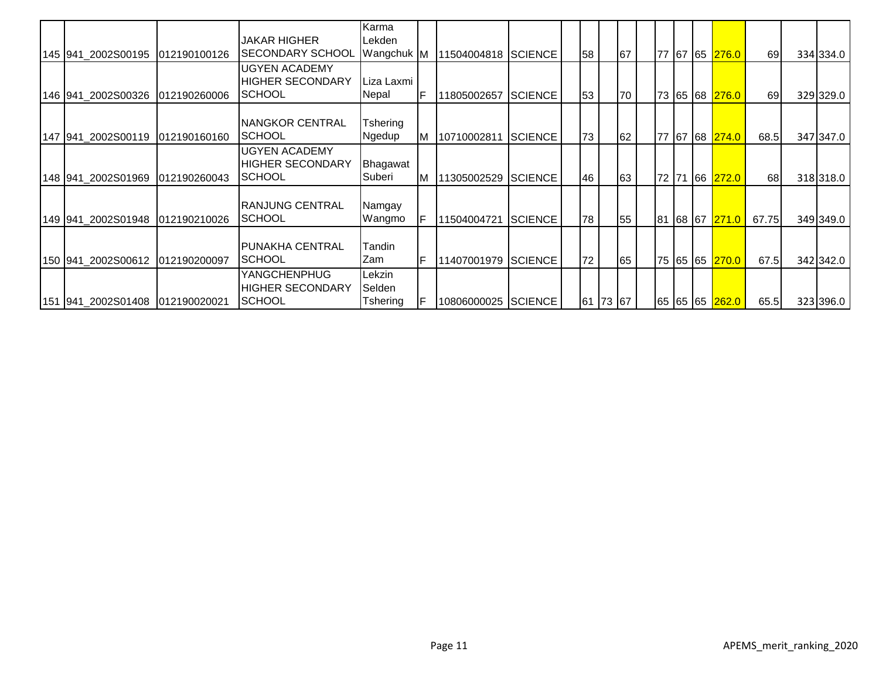| | | | | | | | | | | | | | | | | | | | |
|---|---|---|---|---|---|---|---|---|---|---|---|---|---|---|---|---|---|---|---|
| 145 | 941_2002S00195 | 012190100126 | JAKAR HIGHER SECONDARY SCHOOL | Karma Lekden Wangchuk | M | 11504004818 | SCIENCE | | 58 | | 67 | | 77 | 67 | 65 | 276.0 | 69 | 334 | 334.0 |
| 146 | 941_2002S00326 | 012190260006 | UGYEN ACADEMY HIGHER SECONDARY SCHOOL | Liza Laxmi Nepal | F | 11805002657 | SCIENCE | | 53 | | 70 | | 73 | 65 | 68 | 276.0 | 69 | 329 | 329.0 |
| 147 | 941_2002S00119 | 012190160160 | NANGKOR CENTRAL SCHOOL | Tshering Ngedup | M | 10710002811 | SCIENCE | | 73 | | 62 | | 77 | 67 | 68 | 274.0 | 68.5 | 347 | 347.0 |
| 148 | 941_2002S01969 | 012190260043 | UGYEN ACADEMY HIGHER SECONDARY SCHOOL | Bhagawat Suberi | M | 11305002529 | SCIENCE | | 46 | | 63 | | 72 | 71 | 66 | 272.0 | 68 | 318 | 318.0 |
| 149 | 941_2002S01948 | 012190210026 | RANJUNG CENTRAL SCHOOL | Namgay Wangmo | F | 11504004721 | SCIENCE | | 78 | | 55 | | 81 | 68 | 67 | 271.0 | 67.75 | 349 | 349.0 |
| 150 | 941_2002S00612 | 012190200097 | PUNAKHA CENTRAL SCHOOL | Tandin Zam | F | 11407001979 | SCIENCE | | 72 | | 65 | | 75 | 65 | 65 | 270.0 | 67.5 | 342 | 342.0 |
| 151 | 941_2002S01408 | 012190020021 | YANGCHENPHUG HIGHER SECONDARY SCHOOL | Lekzin Selden Tshering | F | 10806000025 | SCIENCE | | 61 | 73 | 67 | | 65 | 65 | 65 | 262.0 | 65.5 | 323 | 396.0 |